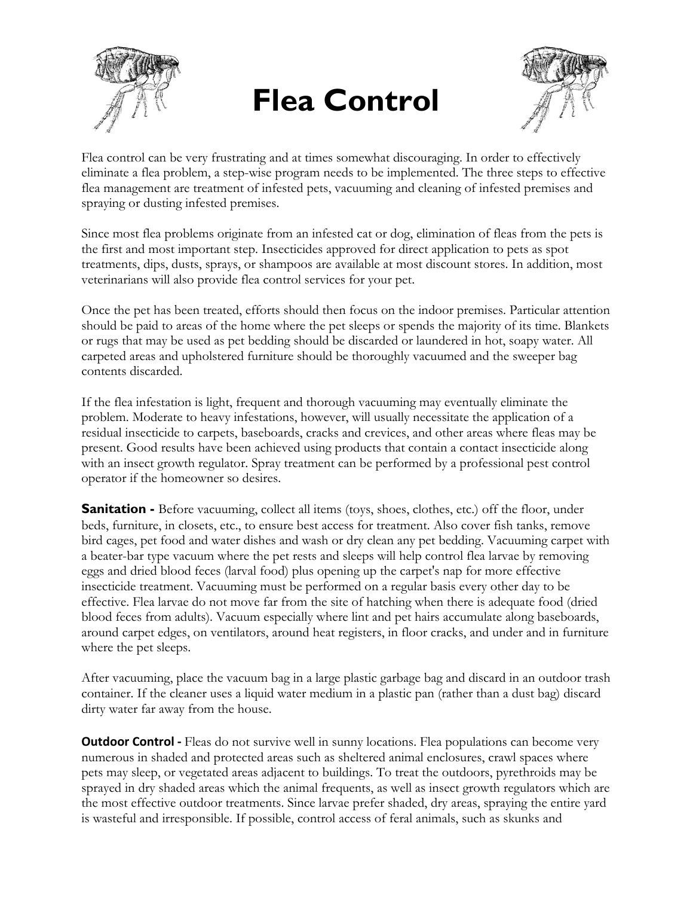# Flea Control

Flea control can be very frustrating and at times somewhat discouraging. In order to effectively eliminate a flea problem, a step-wise program needs to be implemented. The three steps to effective flea management are treatment of infested pets, vacuuming and cleaning of infested premises and spraying or dusting infested premises.

Since most flea problems originate from an infested cat or dog, elimination of fleas from the pets is the first and most important step. Insecticides approved for direct application to pets as spot treatments, dips, dusts, sprays, or shampoos are available at most discount stores. In addition, most veterinarians will also provide flea control services for your pet.

Once the pet has been treated, efforts should then focus on the indoor premises. Particular attention should be paid to areas of the home where the pet sleeps or spends the majority of its time. Blankets or rugs that may be used as pet bedding should be discarded or laundered in hot, soapy water. All carpeted areas and upholstered furniture should be thoroughly vacuumed and the sweeper bag contents discarded.

If the flea infestation is light, frequent and thorough vacuuming may eventually eliminate the problem. Moderate to heavy infestations, however, will usually necessitate the application of a residual insecticide to carpets, baseboards, cracks and crevices, and other areas where fleas may be present. Good results have been achieved using products that contain a contact insecticide along with an insect growth regulator. Spray treatment can be performed by a professional pest control operator if the homeowner so desires.

**Sanitation -** Before vacuuming, collect all items (toys, shoes, clothes, etc.) off the floor, under beds, furniture, in closets, etc., to ensure best access for treatment. Also cover fish tanks, remove bird cages, pet food and water dishes and wash or dry clean any pet bedding. Vacuuming carpet with a beater-bar type vacuum where the pet rests and sleeps will help control flea larvae by removing eggs and dried blood feces (larval food) plus opening up the carpet's nap for more effective insecticide treatment. Vacuuming must be performed on a regular basis every other day to be effective. Flea larvae do not move far from the site of hatching when there is adequate food (dried blood feces from adults). Vacuum especially where lint and pet hairs accumulate along baseboards, around carpet edges, on ventilators, around heat registers, in floor cracks, and under and in furniture where the pet sleeps.

After vacuuming, place the vacuum bag in a large plastic garbage bag and discard in an outdoor trash container. If the cleaner uses a liquid water medium in a plastic pan (rather than a dust bag) discard dirty water far away from the house.

**Outdoor Control -** Fleas do not survive well in sunny locations. Flea populations can become very numerous in shaded and protected areas such as sheltered animal enclosures, crawl spaces where pets may sleep, or vegetated areas adjacent to buildings. To treat the outdoors, pyrethroids may be sprayed in dry shaded areas which the animal frequents, as well as insect growth regulators which are the most effective outdoor treatments. Since larvae prefer shaded, dry areas, spraying the entire yard is wasteful and irresponsible. If possible, control access of feral animals, such as skunks and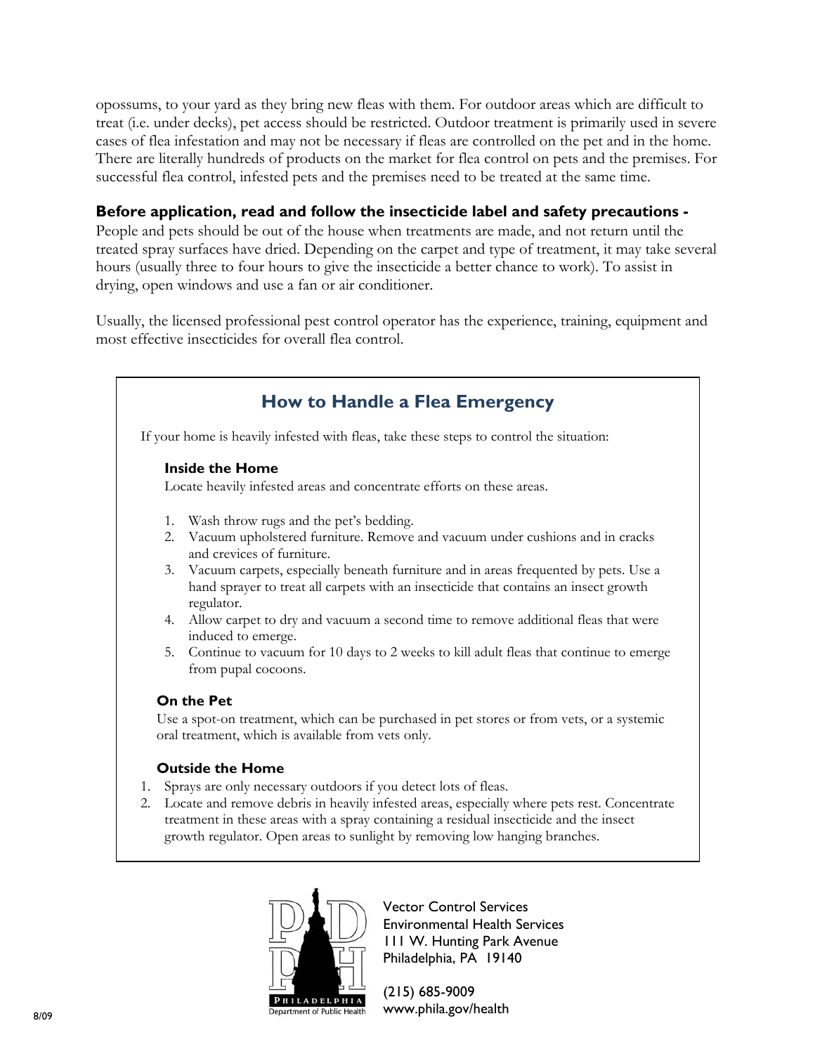opossums, to your yard as they bring new fleas with them. For outdoor areas which are difficult to treat (i.e. under decks), pet access should be restricted. Outdoor treatment is primarily used in severe cases of flea infestation and may not be necessary if fleas are controlled on the pet and in the home. There are literally hundreds of products on the market for flea control on pets and the premises. For successful flea control, infested pets and the premises need to be treated at the same time.

**Before application, read and follow the insecticide label and safety precautions -**
People and pets should be out of the house when treatments are made, and not return until the treated spray surfaces have dried. Depending on the carpet and type of treatment, it may take several hours (usually three to four hours to give the insecticide a better chance to work). To assist in drying, open windows and use a fan or air conditioner.

Usually, the licensed professional pest control operator has the experience, training, equipment and most effective insecticides for overall flea control.

## How to Handle a Flea Emergency

If your home is heavily infested with fleas, take these steps to control the situation:

### Inside the Home

Locate heavily infested areas and concentrate efforts on these areas.

1. Wash throw rugs and the pet's bedding.
2. Vacuum upholstered furniture. Remove and vacuum under cushions and in cracks and crevices of furniture.
3. Vacuum carpets, especially beneath furniture and in areas frequented by pets. Use a hand sprayer to treat all carpets with an insecticide that contains an insect growth regulator.
4. Allow carpet to dry and vacuum a second time to remove additional fleas that were induced to emerge.
5. Continue to vacuum for 10 days to 2 weeks to kill adult fleas that continue to emerge from pupal cocoons.

### On the Pet

Use a spot-on treatment, which can be purchased in pet stores or from vets, or a systemic oral treatment, which is available from vets only.

### Outside the Home

1. Sprays are only necessary outdoors if you detect lots of fleas.
2. Locate and remove debris in heavily infested areas, especially where pets rest. Concentrate treatment in these areas with a spray containing a residual insecticide and the insect growth regulator. Open areas to sunlight by removing low hanging branches.

PHILADELPHIA
Department of Public Health

Vector Control Services
Environmental Health Services
111 W. Hunting Park Avenue
Philadelphia, PA 19140

(215) 685-9009
www.phila.gov/health

8/09